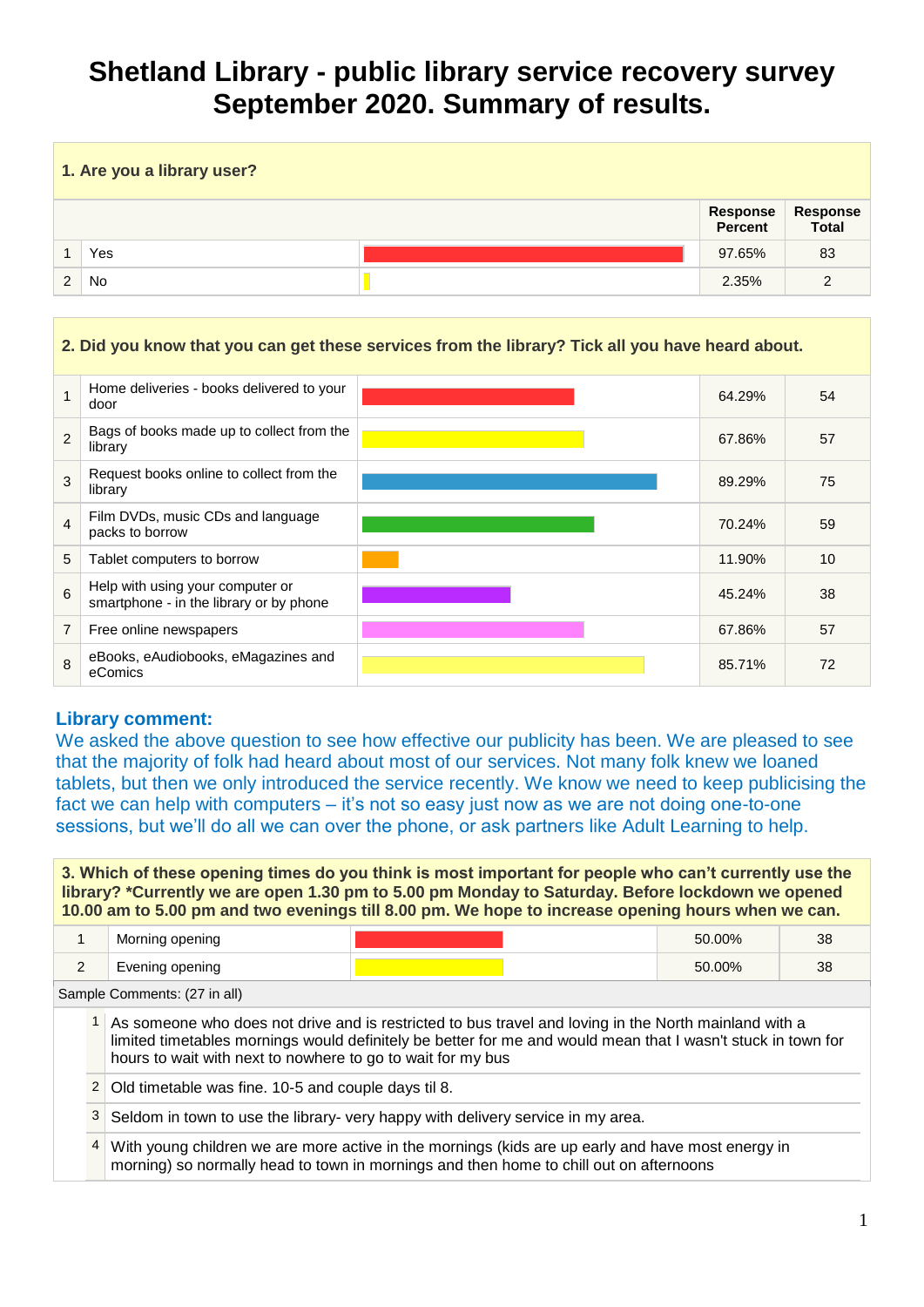# Shetland Library - public library service recovery survey September 2020. Summary of results.

## 1. Are you a library user?

| | | Response Percent | Response Total |
|---|---|---|---|
| 1 | Yes | 97.65% | 83 |
| 2 | No | 2.35% | 2 |

## 2. Did you know that you can get these services from the library? Tick all you have heard about.

| | | Response Percent | Response Total |
|---|---|---|---|
| 1 | Home deliveries - books delivered to your door | 64.29% | 54 |
| 2 | Bags of books made up to collect from the library | 67.86% | 57 |
| 3 | Request books online to collect from the library | 89.29% | 75 |
| 4 | Film DVDs, music CDs and language packs to borrow | 70.24% | 59 |
| 5 | Tablet computers to borrow | 11.90% | 10 |
| 6 | Help with using your computer or smartphone - in the library or by phone | 45.24% | 38 |
| 7 | Free online newspapers | 67.86% | 57 |
| 8 | eBooks, eAudiobooks, eMagazines and eComics | 85.71% | 72 |

**Library comment:**
We asked the above question to see how effective our publicity has been. We are pleased to see that the majority of folk had heard about most of our services. Not many folk knew we loaned tablets, but then we only introduced the service recently. We know we need to keep publicising the fact we can help with computers – it's not so easy just now as we are not doing one-to-one sessions, but we'll do all we can over the phone, or ask partners like Adult Learning to help.

## 3. Which of these opening times do you think is most important for people who can't currently use the library? *Currently we are open 1.30 pm to 5.00 pm Monday to Saturday. Before lockdown we opened 10.00 am to 5.00 pm and two evenings till 8.00 pm. We hope to increase opening hours when we can.

| | | Response Percent | Response Total |
|---|---|---|---|
| 1 | Morning opening | 50.00% | 38 |
| 2 | Evening opening | 50.00% | 38 |

Sample Comments: (27 in all)

1. As someone who does not drive and is restricted to bus travel and loving in the North mainland with a limited timetables mornings would definitely be better for me and would mean that I wasn't stuck in town for hours to wait with next to nowhere to go to wait for my bus
2. Old timetable was fine. 10-5 and couple days til 8.
3. Seldom in town to use the library- very happy with delivery service in my area.
4. With young children we are more active in the mornings (kids are up early and have most energy in morning) so normally head to town in mornings and then home to chill out on afternoons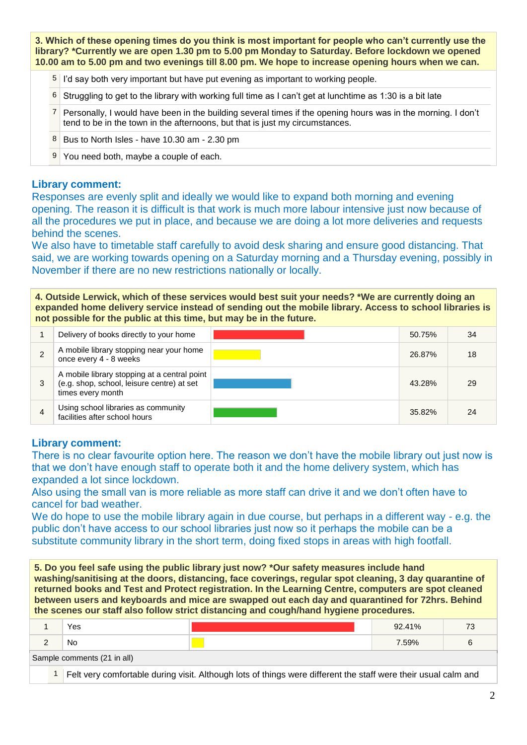**3. Which of these opening times do you think is most important for people who can't currently use the library? *Currently we are open 1.30 pm to 5.00 pm Monday to Saturday. Before lockdown we opened 10.00 am to 5.00 pm and two evenings till 8.00 pm. We hope to increase opening hours when we can.**

| | |
|---|---|
| 5 | I'd say both very important but have put evening as important to working people. |
| 6 | Struggling to get to the library with working full time as I can't get at lunchtime as 1:30 is a bit late |
| 7 | Personally, I would have been in the building several times if the opening hours was in the morning. I don't tend to be in the town in the afternoons, but that is just my circumstances. |
| 8 | Bus to North Isles - have 10.30 am - 2.30 pm |
| 9 | You need both, maybe a couple of each. |

### Library comment:

Responses are evenly split and ideally we would like to expand both morning and evening opening. The reason it is difficult is that work is much more labour intensive just now because of all the procedures we put in place, and because we are doing a lot more deliveries and requests behind the scenes.

We also have to timetable staff carefully to avoid desk sharing and ensure good distancing. That said, we are working towards opening on a Saturday morning and a Thursday evening, possibly in November if there are no new restrictions nationally or locally.

**4. Outside Lerwick, which of these services would best suit your needs? *We are currently doing an expanded home delivery service instead of sending out the mobile library. Access to school libraries is not possible for the public at this time, but may be in the future.**

| | Option | | Percentage | Count |
|---|---|---|---|---|
| 1 | Delivery of books directly to your home | | 50.75% | 34 |
| 2 | A mobile library stopping near your home once every 4 - 8 weeks | | 26.87% | 18 |
| 3 | A mobile library stopping at a central point (e.g. shop, school, leisure centre) at set times every month | | 43.28% | 29 |
| 4 | Using school libraries as community facilities after school hours | | 35.82% | 24 |

### Library comment:

There is no clear favourite option here. The reason we don't have the mobile library out just now is that we don't have enough staff to operate both it and the home delivery system, which has expanded a lot since lockdown.

Also using the small van is more reliable as more staff can drive it and we don't often have to cancel for bad weather.

We do hope to use the mobile library again in due course, but perhaps in a different way - e.g. the public don't have access to our school libraries just now so it perhaps the mobile can be a substitute community library in the short term, doing fixed stops in areas with high footfall.

**5. Do you feel safe using the public library just now? *Our safety measures include hand washing/sanitising at the doors, distancing, face coverings, regular spot cleaning, 3 day quarantine of returned books and Test and Protect registration. In the Learning Centre, computers are spot cleaned between users and keyboards and mice are swapped out each day and quarantined for 72hrs. Behind the scenes our staff also follow strict distancing and cough/hand hygiene procedures.**

| | Option | | Percentage | Count |
|---|---|---|---|---|
| 1 | Yes | | 92.41% | 73 |
| 2 | No | | 7.59% | 6 |

Sample comments (21 in all)

| | |
|---|---|
| 1 | Felt very comfortable during visit. Although lots of things were different the staff were their usual calm and |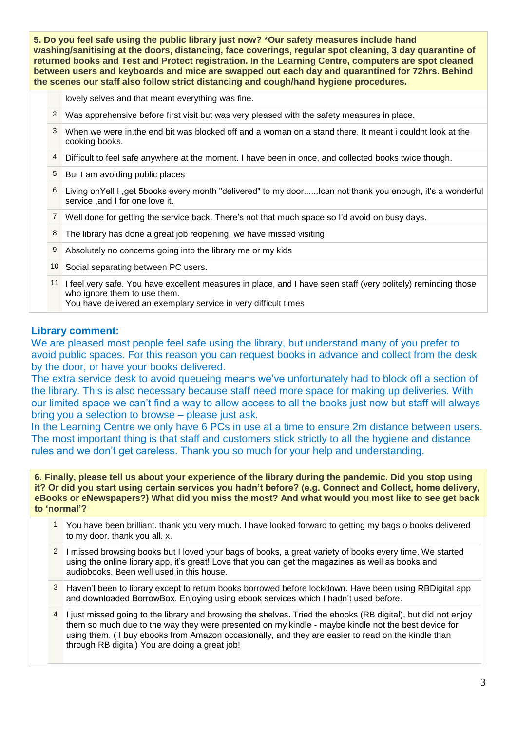| 5. Do you feel safe using the public library just now? *Our safety measures include hand washing/sanitising at the doors, distancing, face coverings, regular spot cleaning, 3 day quarantine of returned books and Test and Protect registration. In the Learning Centre, computers are spot cleaned between users and keyboards and mice are swapped out each day and quarantined for 72hrs. Behind the scenes our staff also follow strict distancing and cough/hand hygiene procedures. | |
|---|---|
| | lovely selves and that meant everything was fine. |
| 2 | Was apprehensive before first visit but was very pleased with the safety measures in place. |
| 3 | When we were in,the end bit was blocked off and a woman on a stand there. It meant i couldnt look at the cooking books. |
| 4 | Difficult to feel safe anywhere at the moment. I have been in once, and collected books twice though. |
| 5 | But I am avoiding public places |
| 6 | Living onYell I ,get 5books every month "delivered" to my door......Ican not thank you enough, it's a wonderful service ,and I for one love it. |
| 7 | Well done for getting the service back. There's not that much space so I'd avoid on busy days. |
| 8 | The library has done a great job reopening, we have missed visiting |
| 9 | Absolutely no concerns going into the library me or my kids |
| 10 | Social separating between PC users. |
| 11 | I feel very safe. You have excellent measures in place, and I have seen staff (very politely) reminding those who ignore them to use them.<br>You have delivered an exemplary service in very difficult times |

**Library comment:**

We are pleased most people feel safe using the library, but understand many of you prefer to avoid public spaces. For this reason you can request books in advance and collect from the desk by the door, or have your books delivered.

The extra service desk to avoid queueing means we've unfortunately had to block off a section of the library. This is also necessary because staff need more space for making up deliveries. With our limited space we can't find a way to allow access to all the books just now but staff will always bring you a selection to browse – please just ask.

In the Learning Centre we only have 6 PCs in use at a time to ensure 2m distance between users. The most important thing is that staff and customers stick strictly to all the hygiene and distance rules and we don't get careless. Thank you so much for your help and understanding.

| 6. Finally, please tell us about your experience of the library during the pandemic. Did you stop using it? Or did you start using certain services you hadn't before? (e.g. Connect and Collect, home delivery, eBooks or eNewspapers?) What did you miss the most? And what would you most like to see get back to 'normal'? | |
|---|---|
| 1 | You have been brilliant. thank you very much. I have looked forward to getting my bags o books delivered to my door. thank you all. x. |
| 2 | I missed browsing books but I loved your bags of books, a great variety of books every time. We started using the online library app, it's great! Love that you can get the magazines as well as books and audiobooks. Been well used in this house. |
| 3 | Haven't been to library except to return books borrowed before lockdown. Have been using RBDigital app and downloaded BorrowBox. Enjoying using ebook services which I hadn't used before. |
| 4 | I just missed going to the library and browsing the shelves. Tried the ebooks (RB digital), but did not enjoy them so much due to the way they were presented on my kindle - maybe kindle not the best device for using them. ( I buy ebooks from Amazon occasionally, and they are easier to read on the kindle than through RB digital) You are doing a great job! |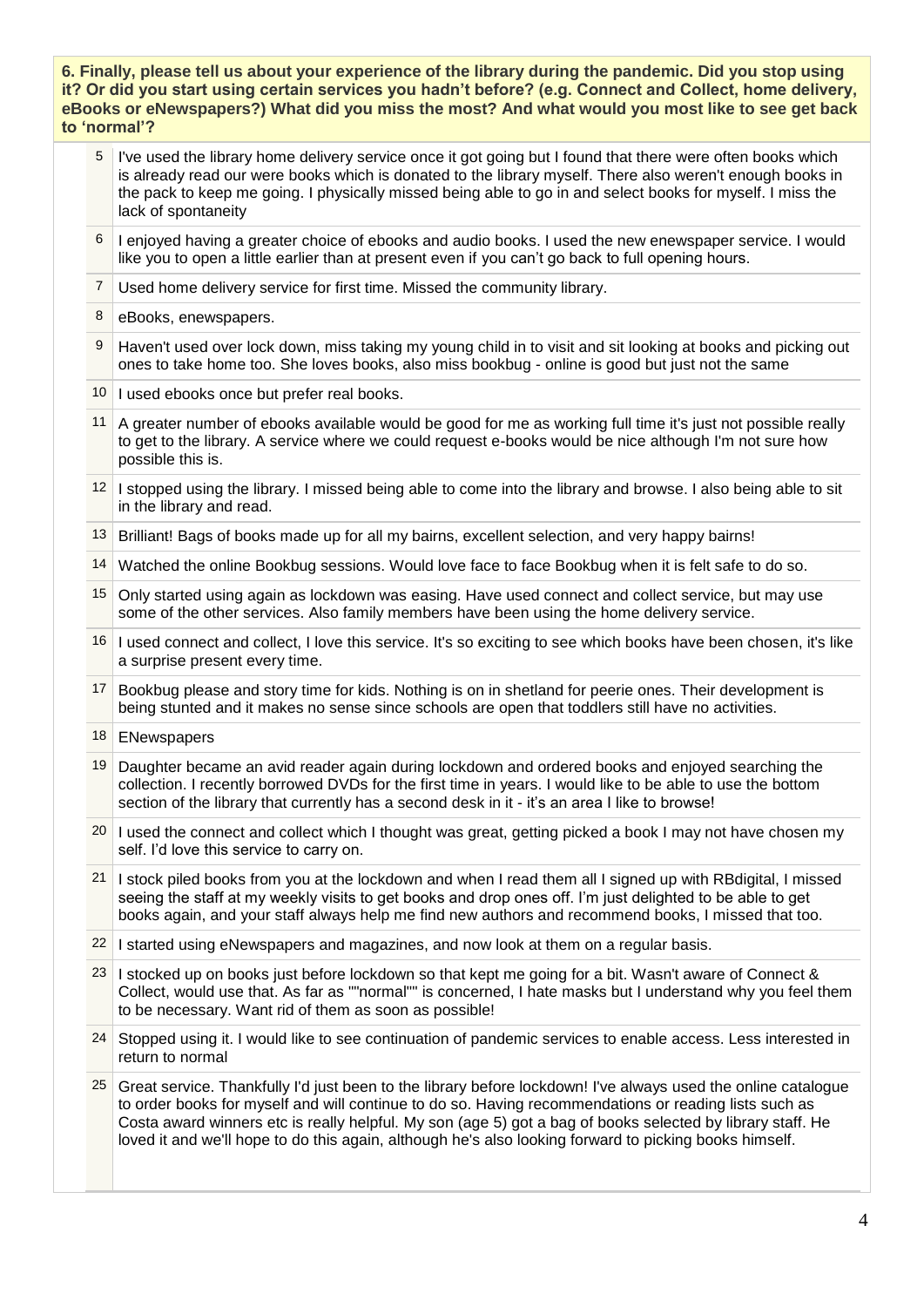| 6. Finally, please tell us about your experience of the library during the pandemic. Did you stop using it? Or did you start using certain services you hadn't before? (e.g. Connect and Collect, home delivery, eBooks or eNewspapers?) What did you miss the most? And what would you most like to see get back to 'normal'? | |
|---|---|
| 5 | I've used the library home delivery service once it got going but I found that there were often books which is already read our were books which is donated to the library myself. There also weren't enough books in the pack to keep me going. I physically missed being able to go in and select books for myself. I miss the lack of spontaneity |
| 6 | I enjoyed having a greater choice of ebooks and audio books. I used the new enewspaper service. I would like you to open a little earlier than at present even if you can't go back to full opening hours. |
| 7 | Used home delivery service for first time. Missed the community library. |
| 8 | eBooks, enewspapers. |
| 9 | Haven't used over lock down, miss taking my young child in to visit and sit looking at books and picking out ones to take home too. She loves books, also miss bookbug - online is good but just not the same |
| 10 | I used ebooks once but prefer real books. |
| 11 | A greater number of ebooks available would be good for me as working full time it's just not possible really to get to the library. A service where we could request e-books would be nice although I'm not sure how possible this is. |
| 12 | I stopped using the library. I missed being able to come into the library and browse. I also being able to sit in the library and read. |
| 13 | Brilliant! Bags of books made up for all my bairns, excellent selection, and very happy bairns! |
| 14 | Watched the online Bookbug sessions. Would love face to face Bookbug when it is felt safe to do so. |
| 15 | Only started using again as lockdown was easing. Have used connect and collect service, but may use some of the other services. Also family members have been using the home delivery service. |
| 16 | I used connect and collect, I love this service. It's so exciting to see which books have been chosen, it's like a surprise present every time. |
| 17 | Bookbug please and story time for kids. Nothing is on in shetland for peerie ones. Their development is being stunted and it makes no sense since schools are open that toddlers still have no activities. |
| 18 | ENewspapers |
| 19 | Daughter became an avid reader again during lockdown and ordered books and enjoyed searching the collection. I recently borrowed DVDs for the first time in years. I would like to be able to use the bottom section of the library that currently has a second desk in it - it's an area I like to browse! |
| 20 | I used the connect and collect which I thought was great, getting picked a book I may not have chosen my self. I'd love this service to carry on. |
| 21 | I stock piled books from you at the lockdown and when I read them all I signed up with RBdigital, I missed seeing the staff at my weekly visits to get books and drop ones off. I'm just delighted to be able to get books again, and your staff always help me find new authors and recommend books, I missed that too. |
| 22 | I started using eNewspapers and magazines, and now look at them on a regular basis. |
| 23 | I stocked up on books just before lockdown so that kept me going for a bit. Wasn't aware of Connect & Collect, would use that. As far as ""normal"" is concerned, I hate masks but I understand why you feel them to be necessary. Want rid of them as soon as possible! |
| 24 | Stopped using it. I would like to see continuation of pandemic services to enable access. Less interested in return to normal |
| 25 | Great service. Thankfully I'd just been to the library before lockdown! I've always used the online catalogue to order books for myself and will continue to do so. Having recommendations or reading lists such as Costa award winners etc is really helpful. My son (age 5) got a bag of books selected by library staff. He loved it and we'll hope to do this again, although he's also looking forward to picking books himself. |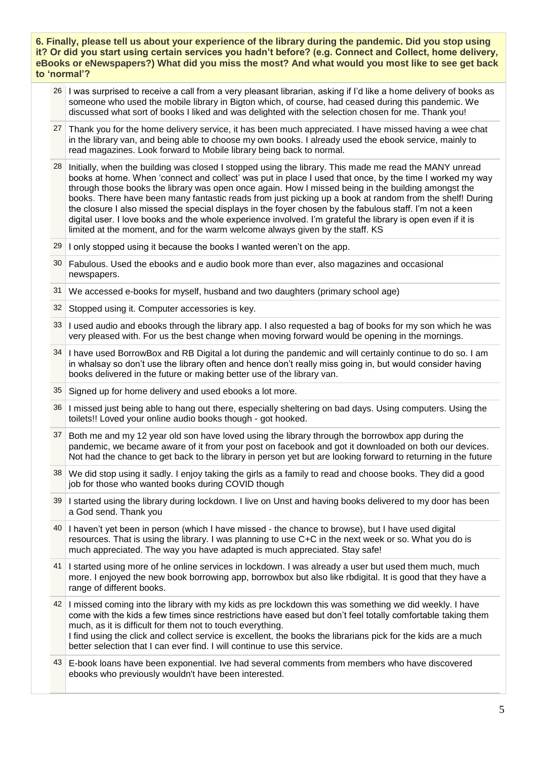| 6. Finally, please tell us about your experience of the library during the pandemic. Did you stop using it? Or did you start using certain services you hadn't before? (e.g. Connect and Collect, home delivery, eBooks or eNewspapers?) What did you miss the most? And what would you most like to see get back to 'normal'? | |
|---|---|
| 26 | I was surprised to receive a call from a very pleasant librarian, asking if I'd like a home delivery of books as someone who used the mobile library in Bigton which, of course, had ceased during this pandemic. We discussed what sort of books I liked and was delighted with the selection chosen for me. Thank you! |
| 27 | Thank you for the home delivery service, it has been much appreciated. I have missed having a wee chat in the library van, and being able to choose my own books. I already used the ebook service, mainly to read magazines. Look forward to Mobile library being back to normal. |
| 28 | Initially, when the building was closed I stopped using the library. This made me read the MANY unread books at home. When 'connect and collect' was put in place I used that once, by the time I worked my way through those books the library was open once again. How I missed being in the building amongst the books. There have been many fantastic reads from just picking up a book at random from the shelf! During the closure I also missed the special displays in the foyer chosen by the fabulous staff. I'm not a keen digital user. I love books and the whole experience involved. I'm grateful the library is open even if it is limited at the moment, and for the warm welcome always given by the staff. KS |
| 29 | I only stopped using it because the books I wanted weren't on the app. |
| 30 | Fabulous. Used the ebooks and e audio book more than ever, also magazines and occasional newspapers. |
| 31 | We accessed e-books for myself, husband and two daughters (primary school age) |
| 32 | Stopped using it. Computer accessories is key. |
| 33 | I used audio and ebooks through the library app. I also requested a bag of books for my son which he was very pleased with. For us the best change when moving forward would be opening in the mornings. |
| 34 | I have used BorrowBox and RB Digital a lot during the pandemic and will certainly continue to do so. I am in whalsay so don't use the library often and hence don't really miss going in, but would consider having books delivered in the future or making better use of the library van. |
| 35 | Signed up for home delivery and used ebooks a lot more. |
| 36 | I missed just being able to hang out there, especially sheltering on bad days. Using computers. Using the toilets!! Loved your online audio books though - got hooked. |
| 37 | Both me and my 12 year old son have loved using the library through the borrowbox app during the pandemic, we became aware of it from your post on facebook and got it downloaded on both our devices. Not had the chance to get back to the library in person yet but are looking forward to returning in the future |
| 38 | We did stop using it sadly. I enjoy taking the girls as a family to read and choose books. They did a good job for those who wanted books during COVID though |
| 39 | I started using the library during lockdown. I live on Unst and having books delivered to my door has been a God send. Thank you |
| 40 | I haven't yet been in person (which I have missed - the chance to browse), but I have used digital resources. That is using the library. I was planning to use C+C in the next week or so. What you do is much appreciated. The way you have adapted is much appreciated. Stay safe! |
| 41 | I started using more of he online services in lockdown. I was already a user but used them much, much more. I enjoyed the new book borrowing app, borrowbox but also like rbdigital. It is good that they have a range of different books. |
| 42 | I missed coming into the library with my kids as pre lockdown this was something we did weekly. I have come with the kids a few times since restrictions have eased but don't feel totally comfortable taking them much, as it is difficult for them not to touch everything.<br>I find using the click and collect service is excellent, the books the librarians pick for the kids are a much better selection that I can ever find. I will continue to use this service. |
| 43 | E-book loans have been exponential. Ive had several comments from members who have discovered ebooks who previously wouldn't have been interested. |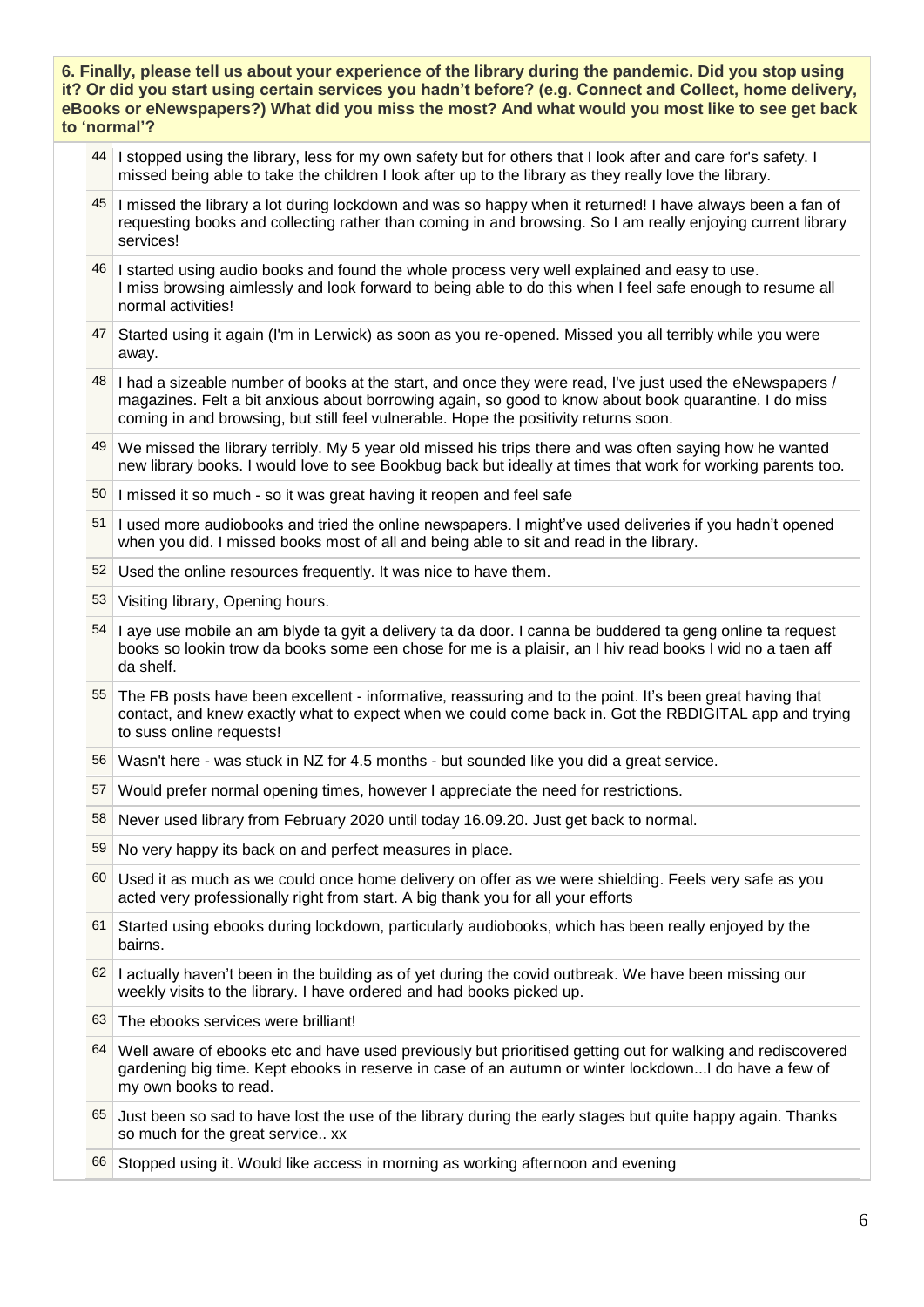**6. Finally, please tell us about your experience of the library during the pandemic. Did you stop using it? Or did you start using certain services you hadn't before? (e.g. Connect and Collect, home delivery, eBooks or eNewspapers?) What did you miss the most? And what would you most like to see get back to 'normal'?**

| | |
|---|---|
| 44 | I stopped using the library, less for my own safety but for others that I look after and care for's safety. I missed being able to take the children I look after up to the library as they really love the library. |
| 45 | I missed the library a lot during lockdown and was so happy when it returned! I have always been a fan of requesting books and collecting rather than coming in and browsing. So I am really enjoying current library services! |
| 46 | I started using audio books and found the whole process very well explained and easy to use. I miss browsing aimlessly and look forward to being able to do this when I feel safe enough to resume all normal activities! |
| 47 | Started using it again (I'm in Lerwick) as soon as you re-opened. Missed you all terribly while you were away. |
| 48 | I had a sizeable number of books at the start, and once they were read, I've just used the eNewspapers / magazines. Felt a bit anxious about borrowing again, so good to know about book quarantine. I do miss coming in and browsing, but still feel vulnerable. Hope the positivity returns soon. |
| 49 | We missed the library terribly. My 5 year old missed his trips there and was often saying how he wanted new library books. I would love to see Bookbug back but ideally at times that work for working parents too. |
| 50 | I missed it so much - so it was great having it reopen and feel safe |
| 51 | I used more audiobooks and tried the online newspapers. I might've used deliveries if you hadn't opened when you did. I missed books most of all and being able to sit and read in the library. |
| 52 | Used the online resources frequently. It was nice to have them. |
| 53 | Visiting library, Opening hours. |
| 54 | I aye use mobile an am blyde ta gyit a delivery ta da door. I canna be buddered ta geng online ta request books so lookin trow da books some een chose for me is a plaisir, an I hiv read books I wid no a taen aff da shelf. |
| 55 | The FB posts have been excellent - informative, reassuring and to the point. It's been great having that contact, and knew exactly what to expect when we could come back in. Got the RBDIGITAL app and trying to suss online requests! |
| 56 | Wasn't here - was stuck in NZ for 4.5 months - but sounded like you did a great service. |
| 57 | Would prefer normal opening times, however I appreciate the need for restrictions. |
| 58 | Never used library from February 2020 until today 16.09.20. Just get back to normal. |
| 59 | No very happy its back on and perfect measures in place. |
| 60 | Used it as much as we could once home delivery on offer as we were shielding. Feels very safe as you acted very professionally right from start. A big thank you for all your efforts |
| 61 | Started using ebooks during lockdown, particularly audiobooks, which has been really enjoyed by the bairns. |
| 62 | I actually haven't been in the building as of yet during the covid outbreak. We have been missing our weekly visits to the library. I have ordered and had books picked up. |
| 63 | The ebooks services were brilliant! |
| 64 | Well aware of ebooks etc and have used previously but prioritised getting out for walking and rediscovered gardening big time. Kept ebooks in reserve in case of an autumn or winter lockdown...I do have a few of my own books to read. |
| 65 | Just been so sad to have lost the use of the library during the early stages but quite happy again. Thanks so much for the great service.. xx |
| 66 | Stopped using it. Would like access in morning as working afternoon and evening |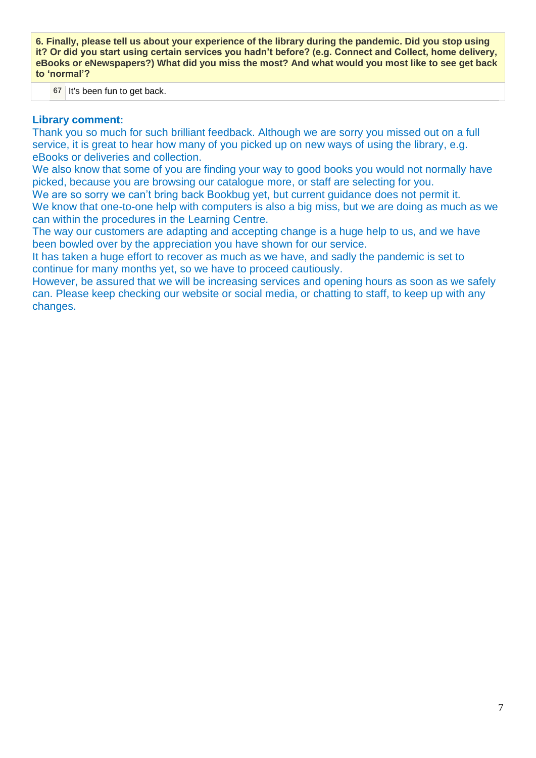| **6. Finally, please tell us about your experience of the library during the pandemic. Did you stop using it? Or did you start using certain services you hadn't before? (e.g. Connect and Collect, home delivery, eBooks or eNewspapers?) What did you miss the most? And what would you most like to see get back to 'normal'?** | |
|---|---|
| 67 | It's been fun to get back. |

**Library comment:**

Thank you so much for such brilliant feedback. Although we are sorry you missed out on a full service, it is great to hear how many of you picked up on new ways of using the library, e.g. eBooks or deliveries and collection.

We also know that some of you are finding your way to good books you would not normally have picked, because you are browsing our catalogue more, or staff are selecting for you.

We are so sorry we can't bring back Bookbug yet, but current guidance does not permit it.

We know that one-to-one help with computers is also a big miss, but we are doing as much as we can within the procedures in the Learning Centre.

The way our customers are adapting and accepting change is a huge help to us, and we have been bowled over by the appreciation you have shown for our service.

It has taken a huge effort to recover as much as we have, and sadly the pandemic is set to continue for many months yet, so we have to proceed cautiously.

However, be assured that we will be increasing services and opening hours as soon as we safely can. Please keep checking our website or social media, or chatting to staff, to keep up with any changes.